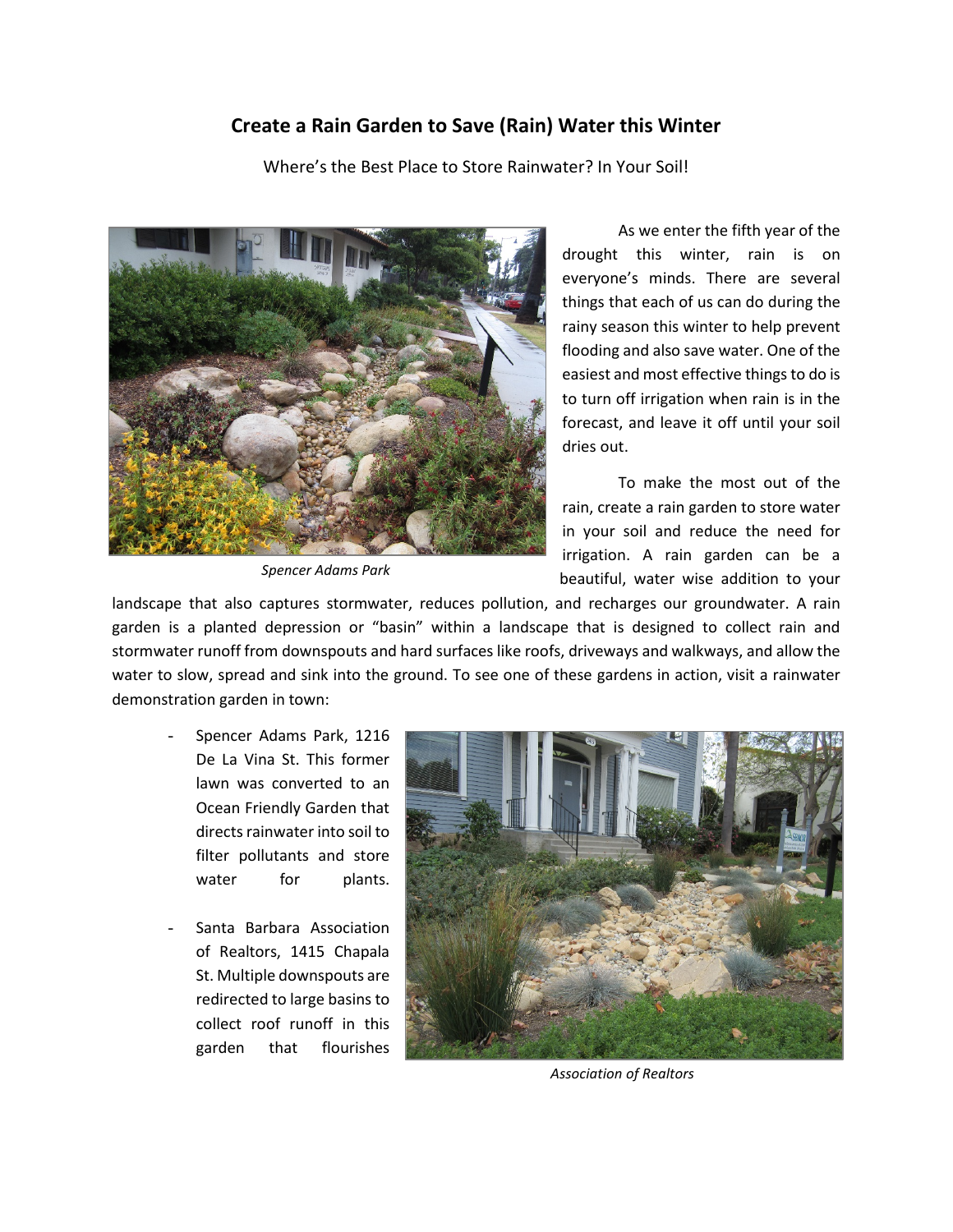# Create a Rain Garden to Save (Rain) Water this Winter

Where's the Best Place to Store Rainwater? In Your Soil!

*Spencer Adams Park*

As we enter the fifth year of the drought this winter, rain is on everyone's minds. There are several things that each of us can do during the rainy season this winter to help prevent flooding and also save water. One of the easiest and most effective things to do is to turn off irrigation when rain is in the forecast, and leave it off until your soil dries out.

To make the most out of the rain, create a rain garden to store water in your soil and reduce the need for irrigation. A rain garden can be a beautiful, water wise addition to your landscape that also captures stormwater, reduces pollution, and recharges our groundwater. A rain garden is a planted depression or "basin" within a landscape that is designed to collect rain and stormwater runoff from downspouts and hard surfaces like roofs, driveways and walkways, and allow the water to slow, spread and sink into the ground. To see one of these gardens in action, visit a rainwater demonstration garden in town:

- Spencer Adams Park, 1216 De La Vina St. This former lawn was converted to an Ocean Friendly Garden that directs rainwater into soil to filter pollutants and store water for plants.

- Santa Barbara Association of Realtors, 1415 Chapala St. Multiple downspouts are redirected to large basins to collect roof runoff in this garden that flourishes

*Association of Realtors*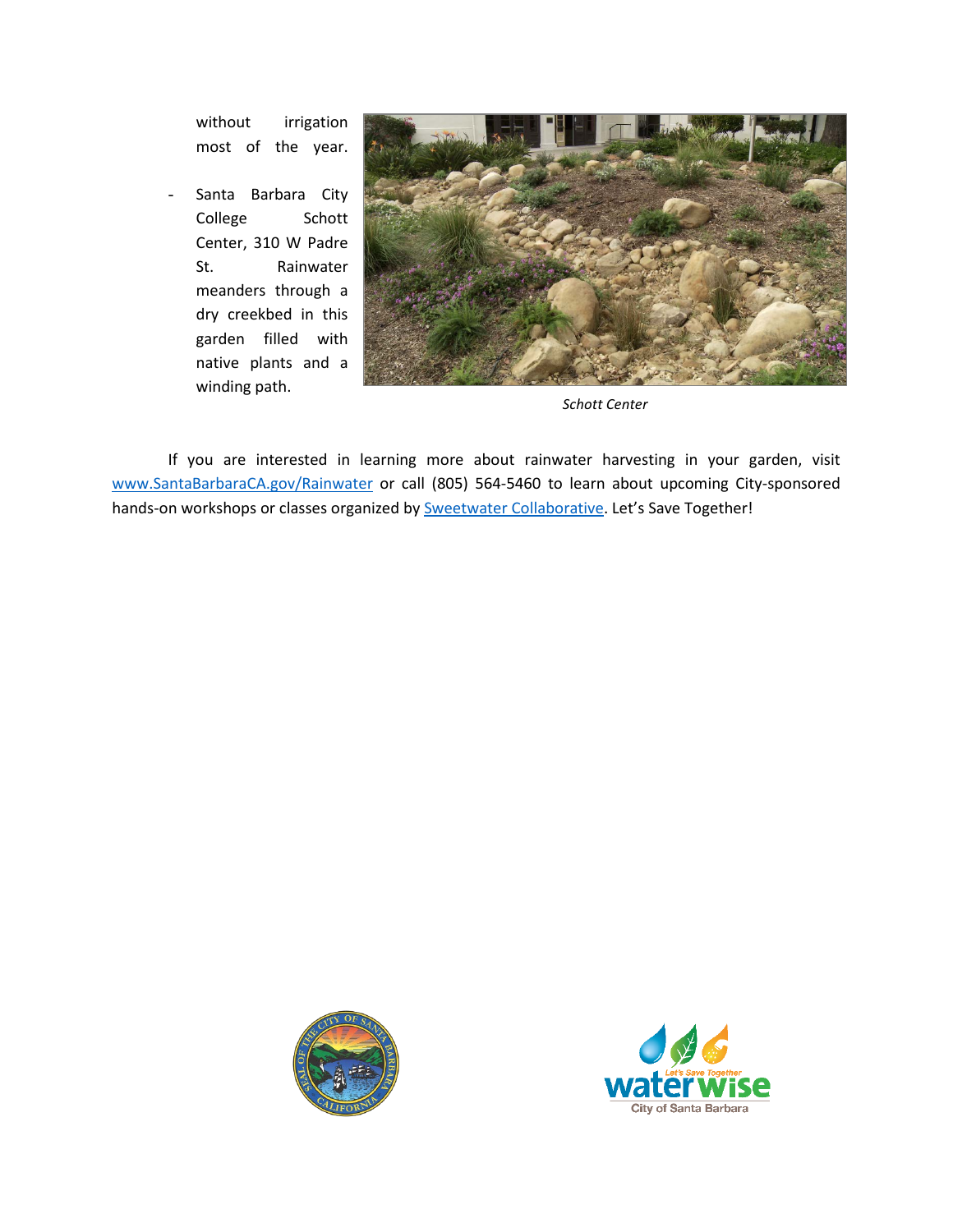without irrigation most of the year.

- Santa Barbara City College Schott Center, 310 W Padre St. Rainwater meanders through a dry creekbed in this garden filled with native plants and a winding path.

*Schott Center*

If you are interested in learning more about rainwater harvesting in your garden, visit [www.SantaBarbaraCA.gov/Rainwater](www.SantaBarbaraCA.gov/Rainwater) or call (805) 564-5460 to learn about upcoming City-sponsored hands-on workshops or classes organized by [Sweetwater Collaborative](). Let's Save Together!